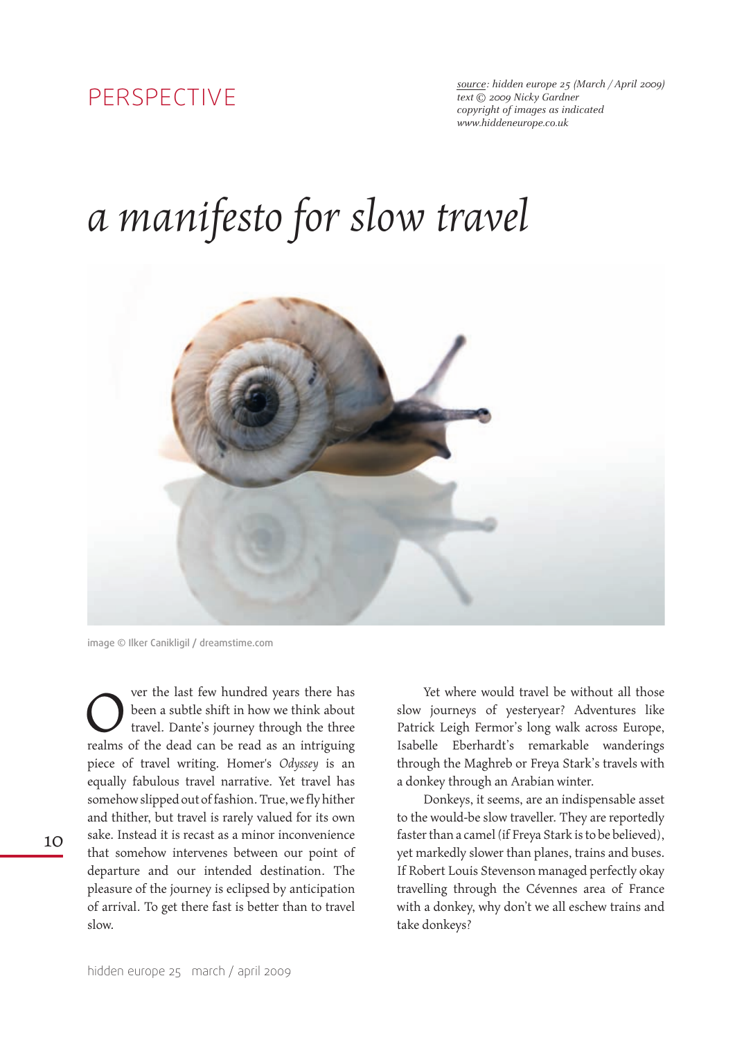PERSPECTIVE

*source: hidden europe 25 (March / April 2009)*
*text © 2009 Nicky Gardner*
*copyright of images as indicated*
*www.hiddeneurope.co.uk*

# *a manifesto for slow travel*

image © Ilker Canikligil / dreamstime.com

Over the last few hundred years there has been a subtle shift in how we think about travel. Dante's journey through the three realms of the dead can be read as an intriguing piece of travel writing. Homer's *Odyssey* is an equally fabulous travel narrative. Yet travel has somehow slipped out of fashion. True, we fly hither and thither, but travel is rarely valued for its own sake. Instead it is recast as a minor inconvenience that somehow intervenes between our point of departure and our intended destination. The pleasure of the journey is eclipsed by anticipation of arrival. To get there fast is better than to travel slow.

Yet where would travel be without all those slow journeys of yesteryear? Adventures like Patrick Leigh Fermor's long walk across Europe, Isabelle Eberhardt's remarkable wanderings through the Maghreb or Freya Stark's travels with a donkey through an Arabian winter.

Donkeys, it seems, are an indispensable asset to the would-be slow traveller. They are reportedly faster than a camel (if Freya Stark is to be believed), yet markedly slower than planes, trains and buses. If Robert Louis Stevenson managed perfectly okay travelling through the Cévennes area of France with a donkey, why don't we all eschew trains and take donkeys?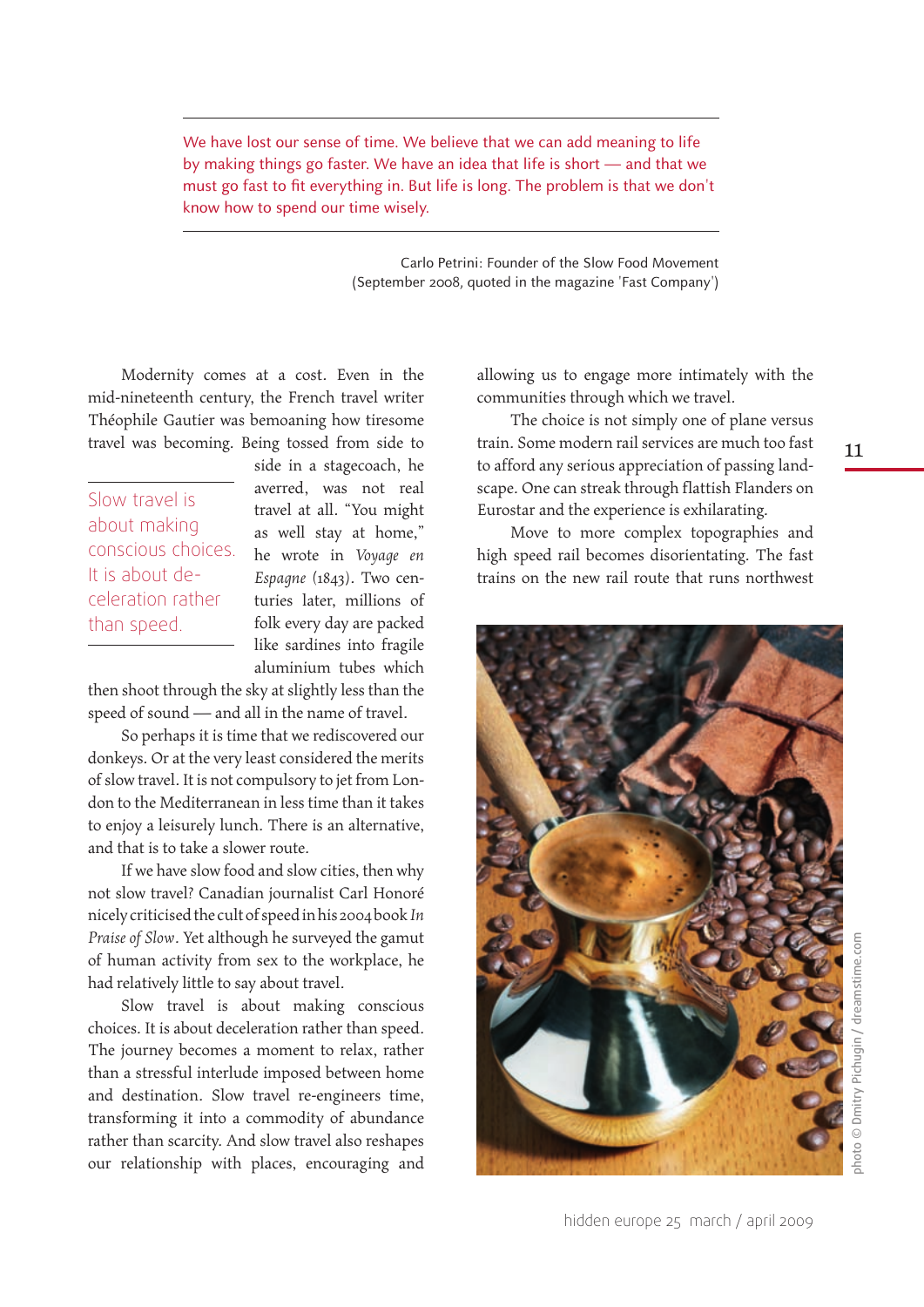> We have lost our sense of time. We believe that we can add meaning to life by making things go faster. We have an idea that life is short — and that we must go fast to fit everything in. But life is long. The problem is that we don't know how to spend our time wisely.

Carlo Petrini: Founder of the Slow Food Movement
(September 2008, quoted in the magazine 'Fast Company')

Modernity comes at a cost. Even in the mid-nineteenth century, the French travel writer Théophile Gautier was bemoaning how tiresome travel was becoming. Being tossed from side to side in a stagecoach, he averred, was not real travel at all. "You might as well stay at home," he wrote in *Voyage en Espagne* (1843). Two centuries later, millions of folk every day are packed like sardines into fragile aluminium tubes which then shoot through the sky at slightly less than the speed of sound — and all in the name of travel.

> Slow travel is about making conscious choices. It is about deceleration rather than speed.

So perhaps it is time that we rediscovered our donkeys. Or at the very least considered the merits of slow travel. It is not compulsory to jet from London to the Mediterranean in less time than it takes to enjoy a leisurely lunch. There is an alternative, and that is to take a slower route.

If we have slow food and slow cities, then why not slow travel? Canadian journalist Carl Honoré nicely criticised the cult of speed in his 2004 book *In Praise of Slow*. Yet although he surveyed the gamut of human activity from sex to the workplace, he had relatively little to say about travel.

Slow travel is about making conscious choices. It is about deceleration rather than speed. The journey becomes a moment to relax, rather than a stressful interlude imposed between home and destination. Slow travel re-engineers time, transforming it into a commodity of abundance rather than scarcity. And slow travel also reshapes our relationship with places, encouraging and allowing us to engage more intimately with the communities through which we travel.

The choice is not simply one of plane versus train. Some modern rail services are much too fast to afford any serious appreciation of passing landscape. One can streak through flattish Flanders on Eurostar and the experience is exhilarating.

Move to more complex topographies and high speed rail becomes disorientating. The fast trains on the new rail route that runs northwest

photo © Dmitry Pichugin / dreamstime.com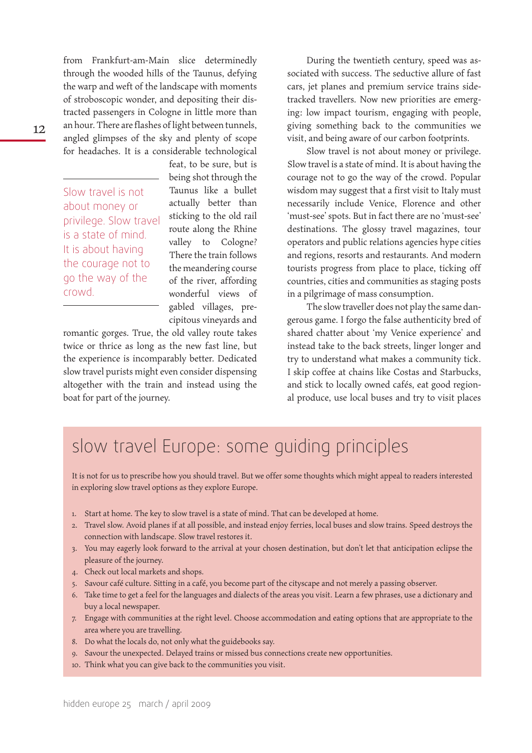from Frankfurt-am-Main slice determinedly through the wooded hills of the Taunus, defying the warp and weft of the landscape with moments of stroboscopic wonder, and depositing their distracted passengers in Cologne in little more than an hour. There are flashes of light between tunnels, angled glimpses of the sky and plenty of scope for headaches. It is a considerable technological feat, to be sure, but is being shot through the Taunus like a bullet actually better than sticking to the old rail route along the Rhine valley to Cologne? There the train follows the meandering course of the river, affording wonderful views of gabled villages, precipitous vineyards and romantic gorges. True, the old valley route takes twice or thrice as long as the new fast line, but the experience is incomparably better. Dedicated slow travel purists might even consider dispensing altogether with the train and instead using the boat for part of the journey.

> Slow travel is not about money or privilege. Slow travel is a state of mind. It is about having the courage not to go the way of the crowd.

During the twentieth century, speed was associated with success. The seductive allure of fast cars, jet planes and premium service trains sidetracked travellers. Now new priorities are emerging: low impact tourism, engaging with people, giving something back to the communities we visit, and being aware of our carbon footprints.

Slow travel is not about money or privilege. Slow travel is a state of mind. It is about having the courage not to go the way of the crowd. Popular wisdom may suggest that a first visit to Italy must necessarily include Venice, Florence and other 'must-see' spots. But in fact there are no 'must-see' destinations. The glossy travel magazines, tour operators and public relations agencies hype cities and regions, resorts and restaurants. And modern tourists progress from place to place, ticking off countries, cities and communities as staging posts in a pilgrimage of mass consumption.

The slow traveller does not play the same dangerous game. I forgo the false authenticity bred of shared chatter about 'my Venice experience' and instead take to the back streets, linger longer and try to understand what makes a community tick. I skip coffee at chains like Costas and Starbucks, and stick to locally owned cafés, eat good regional produce, use local buses and try to visit places

## slow travel Europe: some guiding principles

It is not for us to prescribe how you should travel. But we offer some thoughts which might appeal to readers interested in exploring slow travel options as they explore Europe.

1. Start at home. The key to slow travel is a state of mind. That can be developed at home.
2. Travel slow. Avoid planes if at all possible, and instead enjoy ferries, local buses and slow trains. Speed destroys the connection with landscape. Slow travel restores it.
3. You may eagerly look forward to the arrival at your chosen destination, but don't let that anticipation eclipse the pleasure of the journey.
4. Check out local markets and shops.
5. Savour café culture. Sitting in a café, you become part of the cityscape and not merely a passing observer.
6. Take time to get a feel for the languages and dialects of the areas you visit. Learn a few phrases, use a dictionary and buy a local newspaper.
7. Engage with communities at the right level. Choose accommodation and eating options that are appropriate to the area where you are travelling.
8. Do what the locals do, not only what the guidebooks say.
9. Savour the unexpected. Delayed trains or missed bus connections create new opportunities.
10. Think what you can give back to the communities you visit.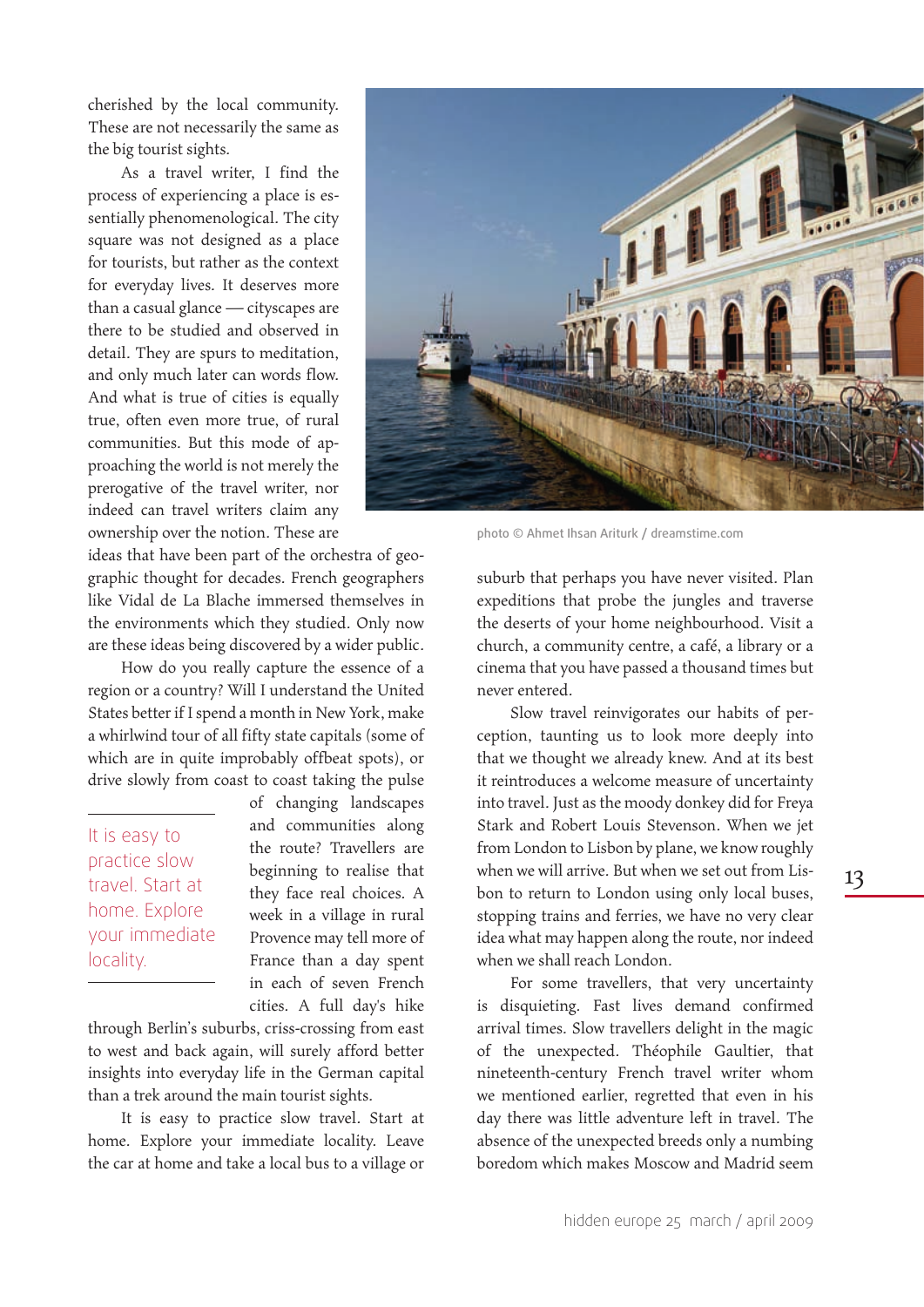cherished by the local community. These are not necessarily the same as the big tourist sights.

As a travel writer, I find the process of experiencing a place is essentially phenomenological. The city square was not designed as a place for tourists, but rather as the context for everyday lives. It deserves more than a casual glance — cityscapes are there to be studied and observed in detail. They are spurs to meditation, and only much later can words flow. And what is true of cities is equally true, often even more true, of rural communities. But this mode of approaching the world is not merely the prerogative of the travel writer, nor indeed can travel writers claim any ownership over the notion. These are ideas that have been part of the orchestra of geographic thought for decades. French geographers like Vidal de La Blache immersed themselves in the environments which they studied. Only now are these ideas being discovered by a wider public.

How do you really capture the essence of a region or a country? Will I understand the United States better if I spend a month in New York, make a whirlwind tour of all fifty state capitals (some of which are in quite improbably offbeat spots), or drive slowly from coast to coast taking the pulse of changing landscapes and communities along the route? Travellers are beginning to realise that they face real choices. A week in a village in rural Provence may tell more of France than a day spent in each of seven French cities. A full day's hike through Berlin's suburbs, criss-crossing from east to west and back again, will surely afford better insights into everyday life in the German capital than a trek around the main tourist sights.

> It is easy to practice slow travel. Start at home. Explore your immediate locality.

It is easy to practice slow travel. Start at home. Explore your immediate locality. Leave the car at home and take a local bus to a village or suburb that perhaps you have never visited. Plan expeditions that probe the jungles and traverse the deserts of your home neighbourhood. Visit a church, a community centre, a café, a library or a cinema that you have passed a thousand times but never entered.

photo © Ahmet Ihsan Ariturk / dreamstime.com

Slow travel reinvigorates our habits of perception, taunting us to look more deeply into that we thought we already knew. And at its best it reintroduces a welcome measure of uncertainty into travel. Just as the moody donkey did for Freya Stark and Robert Louis Stevenson. When we jet from London to Lisbon by plane, we know roughly when we will arrive. But when we set out from Lisbon to return to London using only local buses, stopping trains and ferries, we have no very clear idea what may happen along the route, nor indeed when we shall reach London.

For some travellers, that very uncertainty is disquieting. Fast lives demand confirmed arrival times. Slow travellers delight in the magic of the unexpected. Théophile Gaultier, that nineteenth-century French travel writer whom we mentioned earlier, regretted that even in his day there was little adventure left in travel. The absence of the unexpected breeds only a numbing boredom which makes Moscow and Madrid seem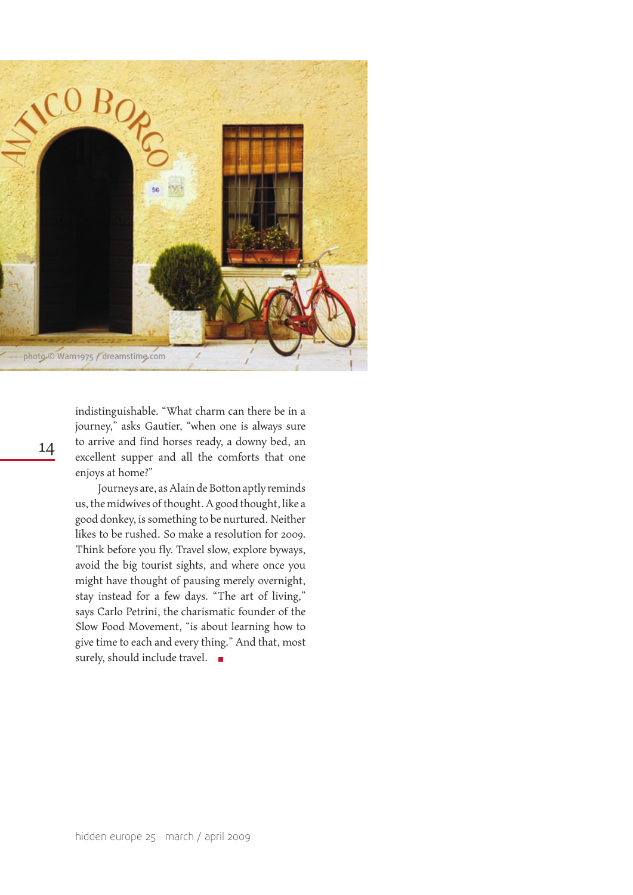photo © Wam1975 / dreamstime.com

indistinguishable. "What charm can there be in a journey," asks Gautier, "when one is always sure to arrive and find horses ready, a downy bed, an excellent supper and all the comforts that one enjoys at home?"

Journeys are, as Alain de Botton aptly reminds us, the midwives of thought. A good thought, like a good donkey, is something to be nurtured. Neither likes to be rushed. So make a resolution for 2009. Think before you fly. Travel slow, explore byways, avoid the big tourist sights, and where once you might have thought of pausing merely overnight, stay instead for a few days. "The art of living," says Carlo Petrini, the charismatic founder of the Slow Food Movement, "is about learning how to give time to each and every thing." And that, most surely, should include travel. ■